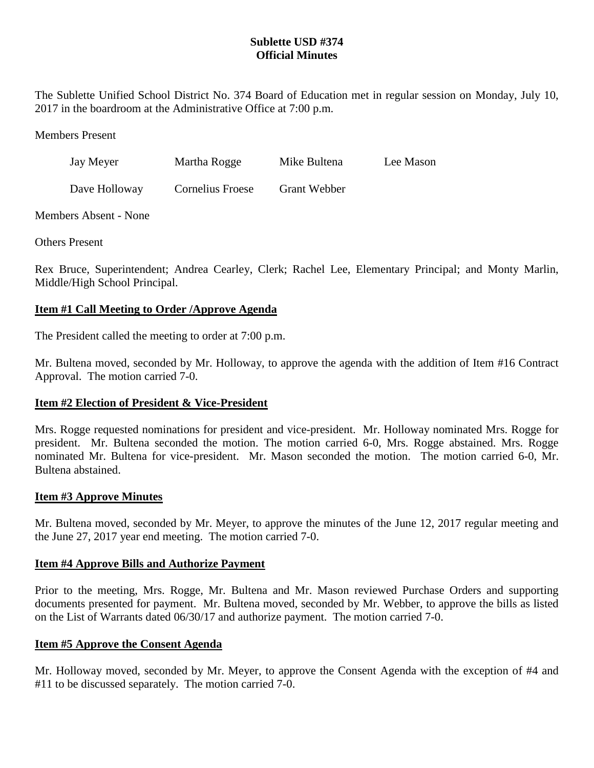**Sublette USD #374**
**Official Minutes**

The Sublette Unified School District No. 374 Board of Education met in regular session on Monday, July 10, 2017 in the boardroom at the Administrative Office at 7:00 p.m.

Members Present

| | | | |
|---|---|---|---|
| Jay Meyer | Martha Rogge | Mike Bultena | Lee Mason |
| Dave Holloway | Cornelius Froese | Grant Webber | |

Members Absent - None

Others Present

Rex Bruce, Superintendent; Andrea Cearley, Clerk; Rachel Lee, Elementary Principal; and Monty Marlin, Middle/High School Principal.

**Item #1 Call Meeting to Order /Approve Agenda**

The President called the meeting to order at 7:00 p.m.

Mr. Bultena moved, seconded by Mr. Holloway, to approve the agenda with the addition of Item #16 Contract Approval. The motion carried 7-0.

**Item #2 Election of President & Vice-President**

Mrs. Rogge requested nominations for president and vice-president. Mr. Holloway nominated Mrs. Rogge for president. Mr. Bultena seconded the motion. The motion carried 6-0, Mrs. Rogge abstained. Mrs. Rogge nominated Mr. Bultena for vice-president. Mr. Mason seconded the motion. The motion carried 6-0, Mr. Bultena abstained.

**Item #3 Approve Minutes**

Mr. Bultena moved, seconded by Mr. Meyer, to approve the minutes of the June 12, 2017 regular meeting and the June 27, 2017 year end meeting. The motion carried 7-0.

**Item #4 Approve Bills and Authorize Payment**

Prior to the meeting, Mrs. Rogge, Mr. Bultena and Mr. Mason reviewed Purchase Orders and supporting documents presented for payment. Mr. Bultena moved, seconded by Mr. Webber, to approve the bills as listed on the List of Warrants dated 06/30/17 and authorize payment. The motion carried 7-0.

**Item #5 Approve the Consent Agenda**

Mr. Holloway moved, seconded by Mr. Meyer, to approve the Consent Agenda with the exception of #4 and #11 to be discussed separately. The motion carried 7-0.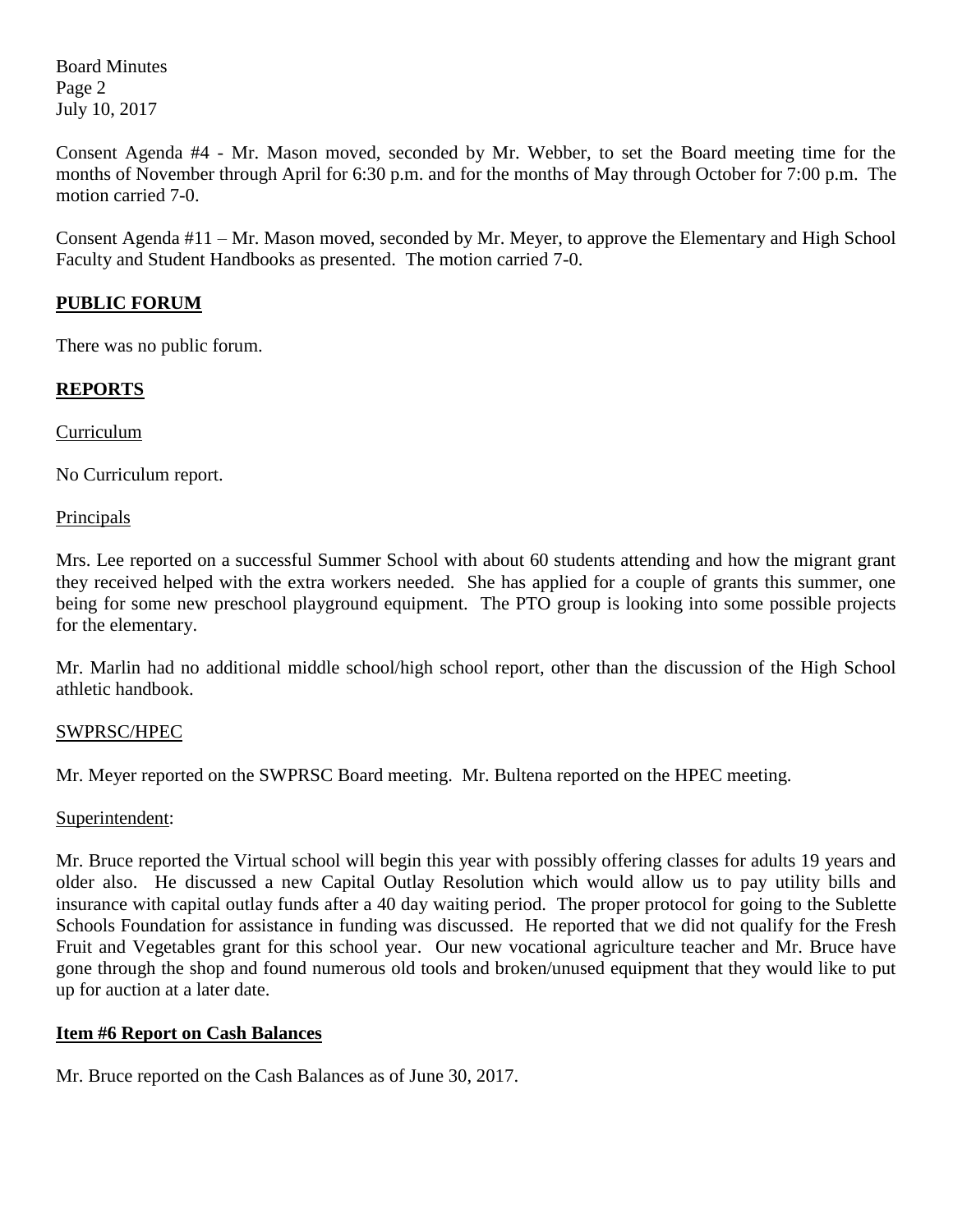Consent Agenda #4 - Mr. Mason moved, seconded by Mr. Webber, to set the Board meeting time for the months of November through April for 6:30 p.m. and for the months of May through October for 7:00 p.m. The motion carried 7-0.

Consent Agenda #11 – Mr. Mason moved, seconded by Mr. Meyer, to approve the Elementary and High School Faculty and Student Handbooks as presented. The motion carried 7-0.

## PUBLIC FORUM

There was no public forum.

## REPORTS

### Curriculum

No Curriculum report.

### Principals

Mrs. Lee reported on a successful Summer School with about 60 students attending and how the migrant grant they received helped with the extra workers needed. She has applied for a couple of grants this summer, one being for some new preschool playground equipment. The PTO group is looking into some possible projects for the elementary.

Mr. Marlin had no additional middle school/high school report, other than the discussion of the High School athletic handbook.

### SWPRSC/HPEC

Mr. Meyer reported on the SWPRSC Board meeting. Mr. Bultena reported on the HPEC meeting.

### Superintendent:

Mr. Bruce reported the Virtual school will begin this year with possibly offering classes for adults 19 years and older also. He discussed a new Capital Outlay Resolution which would allow us to pay utility bills and insurance with capital outlay funds after a 40 day waiting period. The proper protocol for going to the Sublette Schools Foundation for assistance in funding was discussed. He reported that we did not qualify for the Fresh Fruit and Vegetables grant for this school year. Our new vocational agriculture teacher and Mr. Bruce have gone through the shop and found numerous old tools and broken/unused equipment that they would like to put up for auction at a later date.

## Item #6 Report on Cash Balances

Mr. Bruce reported on the Cash Balances as of June 30, 2017.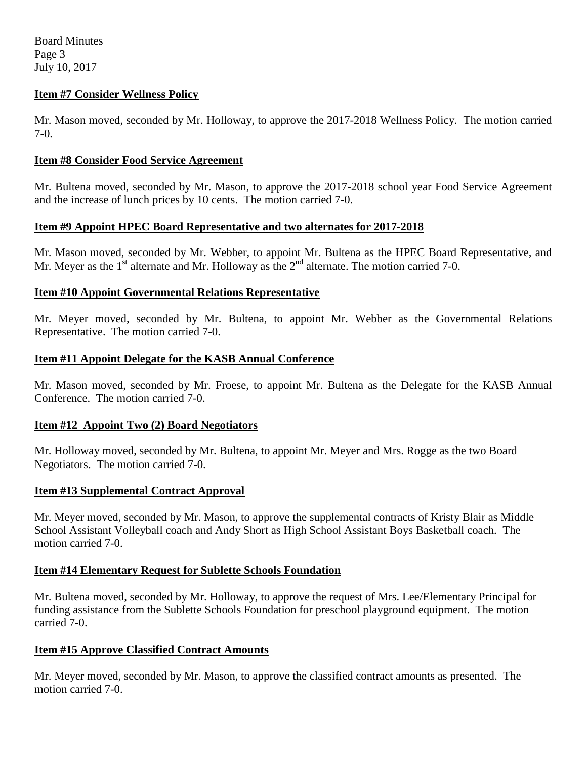**Item #7 Consider Wellness Policy**

Mr. Mason moved, seconded by Mr. Holloway, to approve the 2017-2018 Wellness Policy. The motion carried 7-0.

**Item #8 Consider Food Service Agreement**

Mr. Bultena moved, seconded by Mr. Mason, to approve the 2017-2018 school year Food Service Agreement and the increase of lunch prices by 10 cents. The motion carried 7-0.

**Item #9 Appoint HPEC Board Representative and two alternates for 2017-2018**

Mr. Mason moved, seconded by Mr. Webber, to appoint Mr. Bultena as the HPEC Board Representative, and Mr. Meyer as the 1st alternate and Mr. Holloway as the 2nd alternate. The motion carried 7-0.

**Item #10 Appoint Governmental Relations Representative**

Mr. Meyer moved, seconded by Mr. Bultena, to appoint Mr. Webber as the Governmental Relations Representative. The motion carried 7-0.

**Item #11 Appoint Delegate for the KASB Annual Conference**

Mr. Mason moved, seconded by Mr. Froese, to appoint Mr. Bultena as the Delegate for the KASB Annual Conference. The motion carried 7-0.

**Item #12 Appoint Two (2) Board Negotiators**

Mr. Holloway moved, seconded by Mr. Bultena, to appoint Mr. Meyer and Mrs. Rogge as the two Board Negotiators. The motion carried 7-0.

**Item #13 Supplemental Contract Approval**

Mr. Meyer moved, seconded by Mr. Mason, to approve the supplemental contracts of Kristy Blair as Middle School Assistant Volleyball coach and Andy Short as High School Assistant Boys Basketball coach. The motion carried 7-0.

**Item #14 Elementary Request for Sublette Schools Foundation**

Mr. Bultena moved, seconded by Mr. Holloway, to approve the request of Mrs. Lee/Elementary Principal for funding assistance from the Sublette Schools Foundation for preschool playground equipment. The motion carried 7-0.

**Item #15 Approve Classified Contract Amounts**

Mr. Meyer moved, seconded by Mr. Mason, to approve the classified contract amounts as presented. The motion carried 7-0.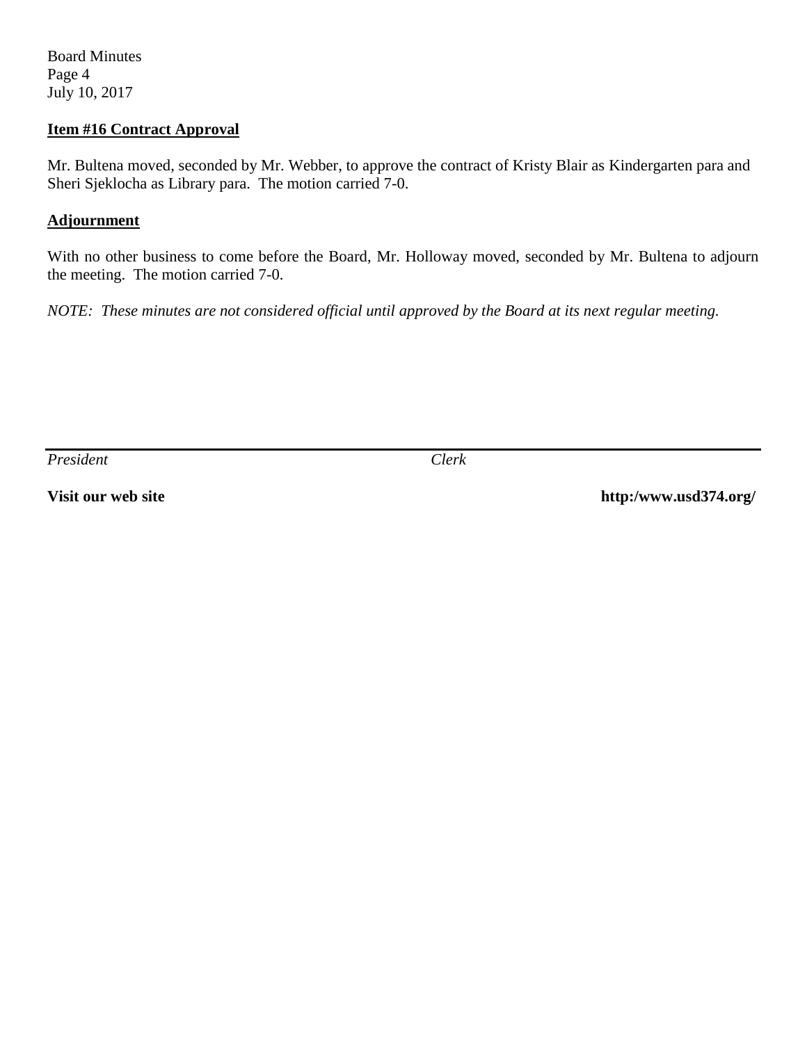**Item #16 Contract Approval**

Mr. Bultena moved, seconded by Mr. Webber, to approve the contract of Kristy Blair as Kindergarten para and Sheri Sjeklocha as Library para. The motion carried 7-0.

**Adjournment**

With no other business to come before the Board, Mr. Holloway moved, seconded by Mr. Bultena to adjourn the meeting. The motion carried 7-0.

*NOTE: These minutes are not considered official until approved by the Board at its next regular meeting.*

*President* *Clerk*

**Visit our web site** **http:/www.usd374.org/**